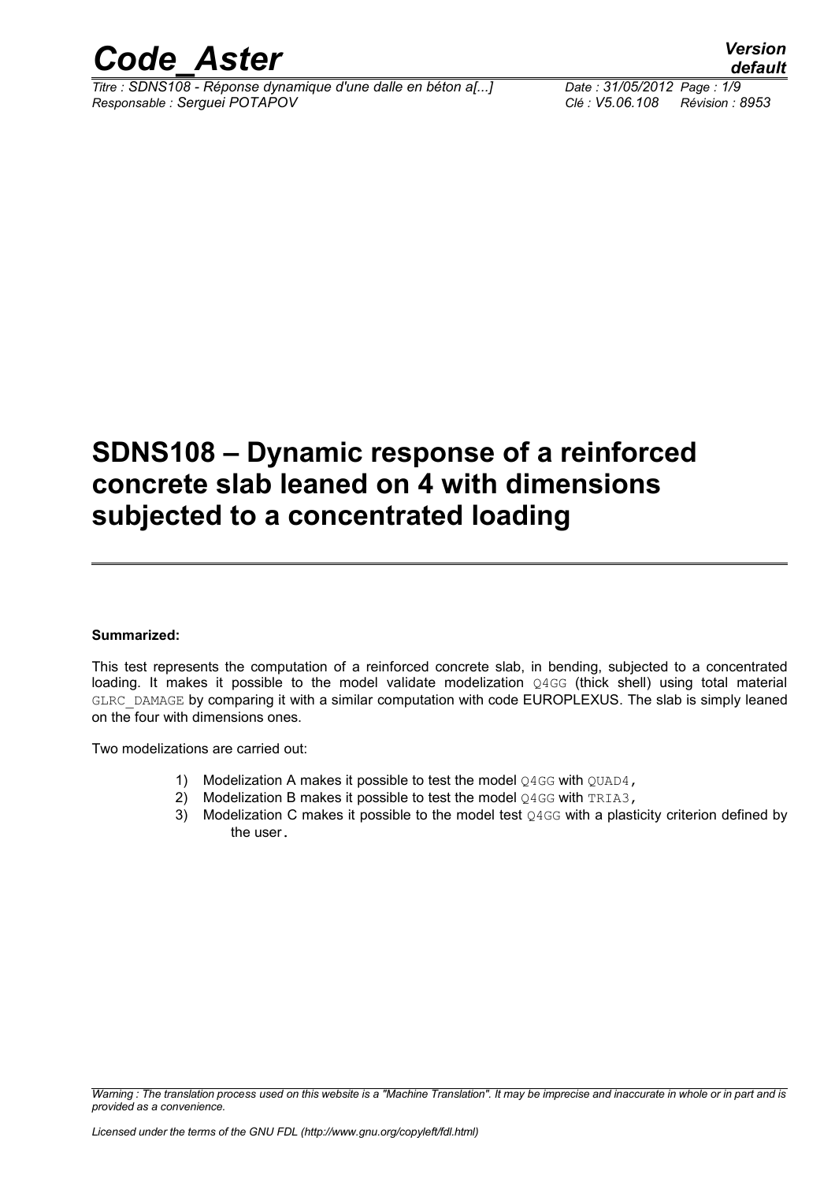# SDNS108 – Dynamic response of a reinforced concrete slab leaned on 4 with dimensions subjected to a concentrated loading

**Summarized:**

This test represents the computation of a reinforced concrete slab, in bending, subjected to a concentrated loading. It makes it possible to the model validate modelization Q4GG (thick shell) using total material GLRC_DAMAGE by comparing it with a similar computation with code EUROPLEXUS. The slab is simply leaned on the four with dimensions ones.

Two modelizations are carried out:

1) Modelization A makes it possible to test the model Q4GG with QUAD4,
2) Modelization B makes it possible to test the model Q4GG with TRIA3,
3) Modelization C makes it possible to the model test Q4GG with a plasticity criterion defined by the user.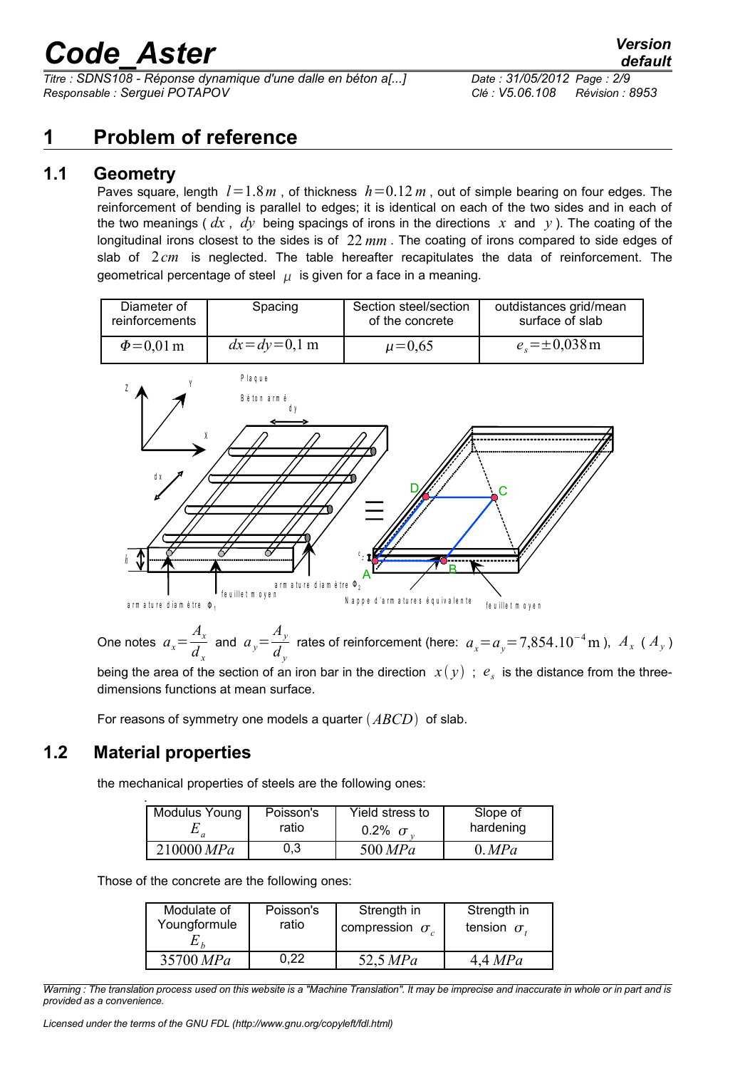# 1 Problem of reference

## 1.1 Geometry

Paves square, length $l=1.8\,m$ , of thickness $h=0.12\,m$ , out of simple bearing on four edges. The reinforcement of bending is parallel to edges; it is identical on each of the two sides and in each of the two meanings ( $dx$ , $dy$ being spacings of irons in the directions $x$ and $y$ ). The coating of the longitudinal irons closest to the sides is of $22\,mm$ . The coating of irons compared to side edges of slab of $2\,cm$ is neglected. The table hereafter recapitulates the data of reinforcement. The geometrical percentage of steel $\mu$ is given for a face in a meaning.

| Diameter of reinforcements | Spacing | Section steel/section of the concrete | outdistances grid/mean surface of slab |
|---|---|---|---|
| $\Phi=0{,}01\,\mathrm{m}$ | $dx=dy=0{,}1\,\mathrm{m}$ | $\mu=0{,}65$ | $e_s=\pm 0{,}038\,\mathrm{m}$ |

One notes $a_x=\dfrac{A_x}{d_x}$ and $a_y=\dfrac{A_y}{d_y}$ rates of reinforcement (here: $a_x=a_y=7{,}854.10^{-4}\,\mathrm{m}$ ), $A_x$ ( $A_y$ ) being the area of the section of an iron bar in the direction $x(y)$ ; $e_s$ is the distance from the three-dimensions functions at mean surface.

For reasons of symmetry one models a quarter $(ABCD)$ of slab.

## 1.2 Material properties

the mechanical properties of steels are the following ones:

| Modulus Young $E_a$ | Poisson's ratio | Yield stress to 0.2% $\sigma_y$ | Slope of hardening |
|---|---|---|---|
| $210000\,MPa$ | 0,3 | $500\,MPa$ | $0.\,MPa$ |

Those of the concrete are the following ones:

| Modulate of Youngformule $E_b$ | Poisson's ratio | Strength in compression $\sigma_c$ | Strength in tension $\sigma_t$ |
|---|---|---|---|
| $35700\,MPa$ | 0,22 | $52{,}5\,MPa$ | $4{,}4\,MPa$ |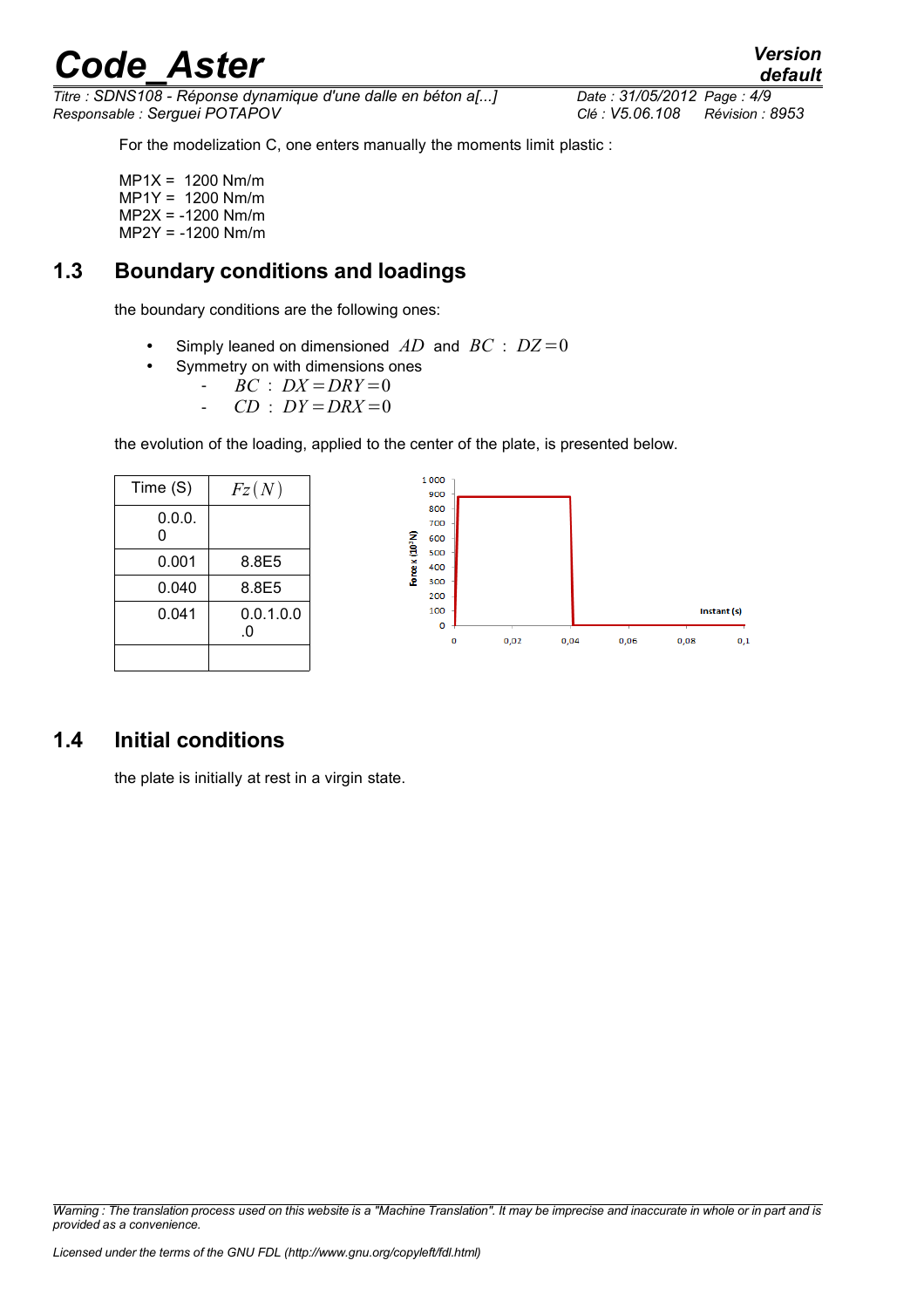For the modelization C, one enters manually the moments limit plastic :

MP1X = 1200 Nm/m
MP1Y = 1200 Nm/m
MP2X = -1200 Nm/m
MP2Y = -1200 Nm/m

## 1.3 Boundary conditions and loadings

the boundary conditions are the following ones:

- Simply leaned on dimensioned $AD$ and $BC$ : $DZ=0$
- Symmetry on with dimensions ones
  - $BC$ : $DX=DRY=0$
  - $CD$ : $DY=DRX=0$

the evolution of the loading, applied to the center of the plate, is presented below.

| Time (S) | $Fz(N)$ |
|---|---|
| 0.0.0.0 | |
| 0.001 | 8.8E5 |
| 0.040 | 8.8E5 |
| 0.041 | 0.0.1.0.0.0 |
| | |

## 1.4 Initial conditions

the plate is initially at rest in a virgin state.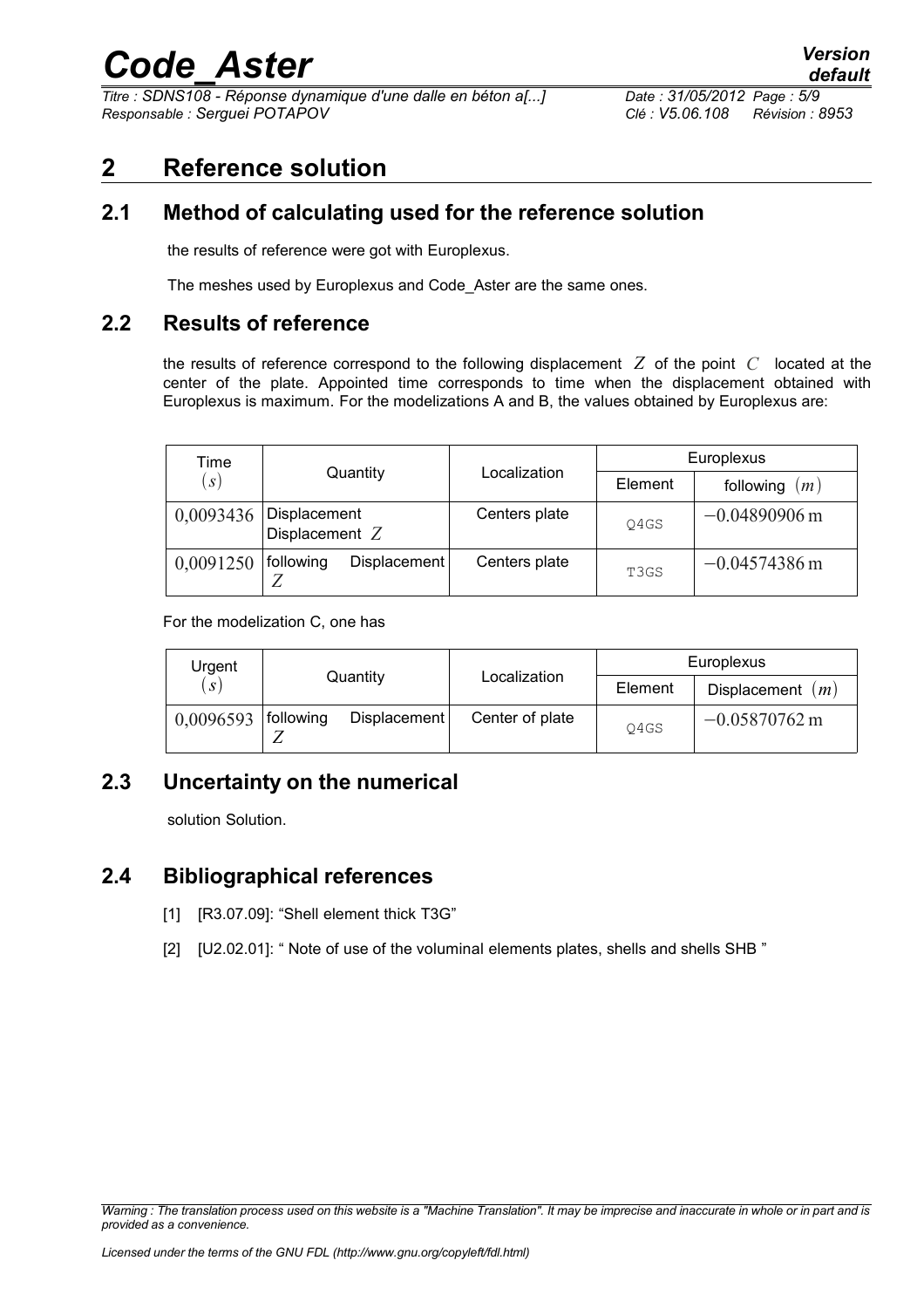# 2 Reference solution

## 2.1 Method of calculating used for the reference solution

the results of reference were got with Europlexus.

The meshes used by Europlexus and Code_Aster are the same ones.

## 2.2 Results of reference

the results of reference correspond to the following displacement $Z$ of the point $C$ located at the center of the plate. Appointed time corresponds to time when the displacement obtained with Europlexus is maximum. For the modelizations A and B, the values obtained by Europlexus are:

| Time $(s)$ | Quantity | Localization | Europlexus | |
|---|---|---|---|---|
| | | | Element | following $(m)$ |
| $0{,}0093436$ | Displacement Displacement $Z$ | Centers plate | Q4GS | $-0.04890906\,\mathrm{m}$ |
| $0{,}0091250$ | following Displacement $Z$ | Centers plate | T3GS | $-0.04574386\,\mathrm{m}$ |

For the modelization C, one has

| Urgent $(s)$ | Quantity | Localization | Europlexus | |
|---|---|---|---|---|
| | | | Element | Displacement $(m)$ |
| $0{,}0096593$ | following Displacement $Z$ | Center of plate | Q4GS | $-0.05870762\,\mathrm{m}$ |

## 2.3 Uncertainty on the numerical

solution Solution.

## 2.4 Bibliographical references

[1] [R3.07.09]: "Shell element thick T3G"

[2] [U2.02.01]: " Note of use of the voluminal elements plates, shells and shells SHB "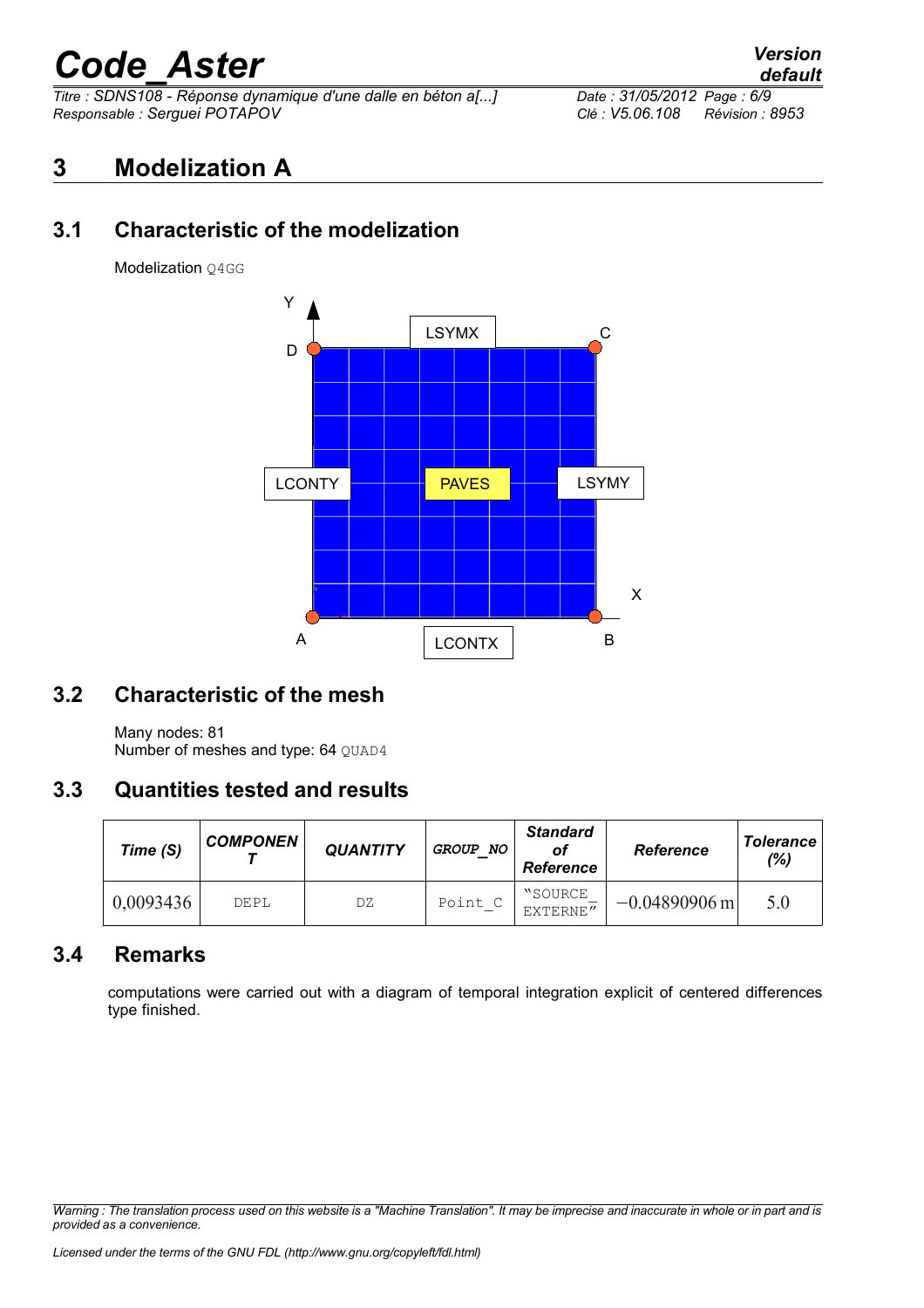# 3 Modelization A

## 3.1 Characteristic of the modelization

Modelization Q4GG

## 3.2 Characteristic of the mesh

Many nodes: 81
Number of meshes and type: 64 QUAD4

## 3.3 Quantities tested and results

| Time (S) | COMPONENT | QUANTITY | GROUP_NO | Standard of Reference | Reference | Tolerance (%) |
|---|---|---|---|---|---|---|
| 0,0093436 | DEPL | DZ | Point_C | "SOURCE_EXTERNE" | $-0.04890906\,\mathrm{m}$ | 5.0 |

## 3.4 Remarks

computations were carried out with a diagram of temporal integration explicit of centered differences type finished.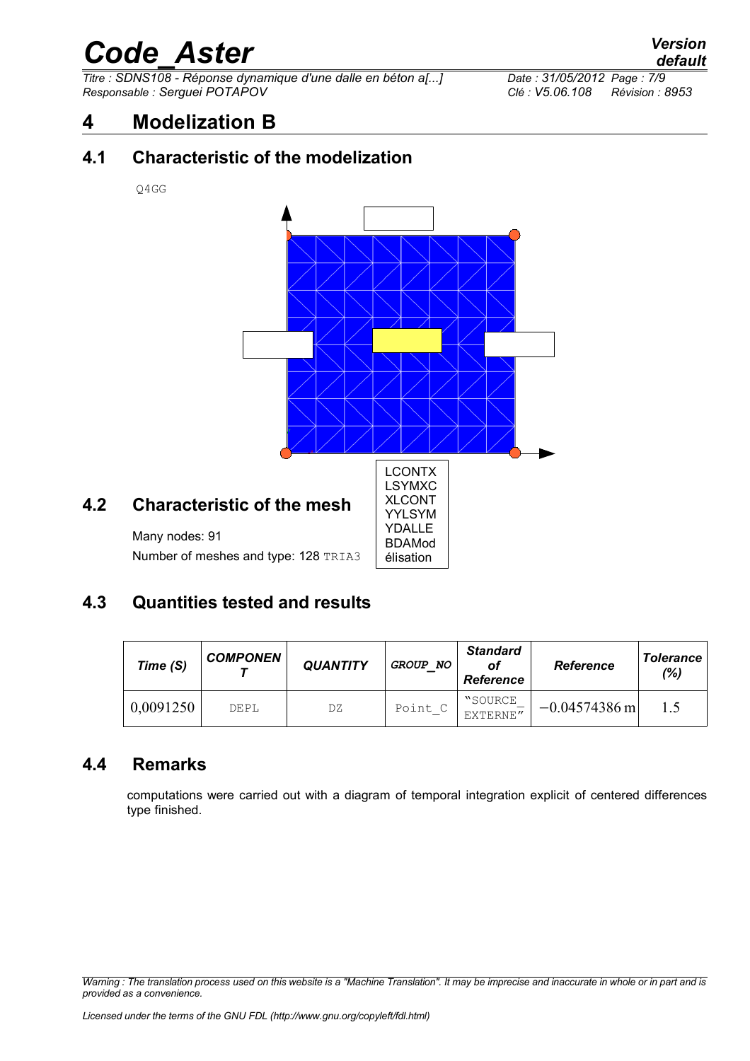# 4 Modelization B

## 4.1 Characteristic of the modelization

Q4GG

LCONTX
LSYMXC
XLCONT
YYLSYM
YDALLE
BDAModélisation

## 4.2 Characteristic of the mesh

Many nodes: 91

Number of meshes and type: 128 TRIA3

## 4.3 Quantities tested and results

| Time (S) | COMPONENT | QUANTITY | GROUP_NO | Standard of Reference | Reference | Tolerance (%) |
|---|---|---|---|---|---|---|
| 0,0091250 | DEPL | DZ | Point_C | "SOURCE_EXTERNE" | $-0.04574386\,\text{m}$ | 1.5 |

## 4.4 Remarks

computations were carried out with a diagram of temporal integration explicit of centered differences type finished.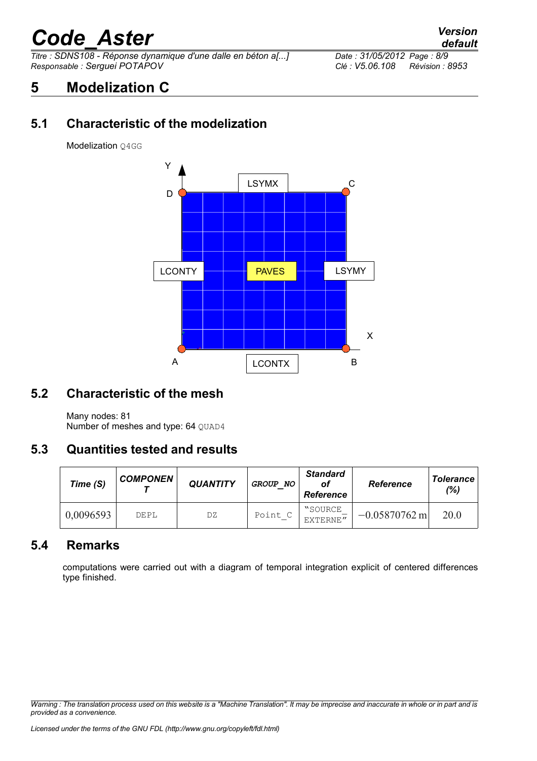# 5 Modelization C

## 5.1 Characteristic of the modelization

Modelization Q4GG

## 5.2 Characteristic of the mesh

Many nodes: 81
Number of meshes and type: 64 QUAD4

## 5.3 Quantities tested and results

| Time (S) | COMPONENT | QUANTITY | GROUP_NO | Standard of Reference | Reference | Tolerance (%) |
|---|---|---|---|---|---|---|
| 0,0096593 | DEPL | DZ | Point_C | "SOURCE_EXTERNE" | $-0.05870762\,\mathrm{m}$ | 20.0 |

## 5.4 Remarks

computations were carried out with a diagram of temporal integration explicit of centered differences type finished.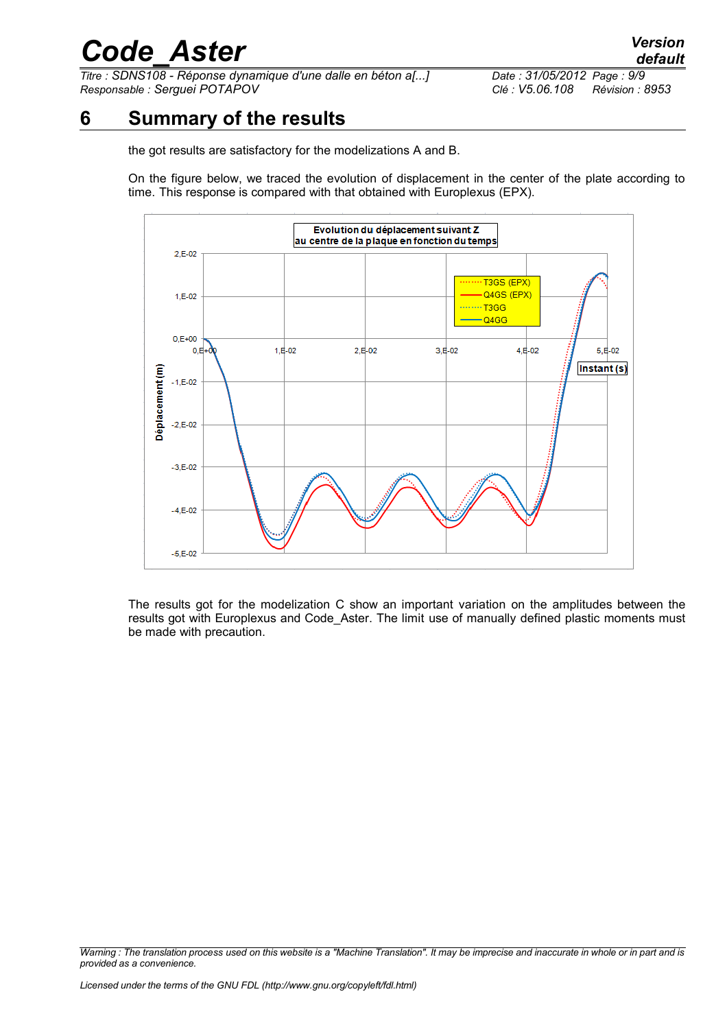# 6 Summary of the results

the got results are satisfactory for the modelizations A and B.

On the figure below, we traced the evolution of displacement in the center of the plate according to time. This response is compared with that obtained with Europlexus (EPX).

Evolution du déplacement suivant Z
au centre de la plaque en fonction du temps

T3GS (EPX)
Q4GS (EPX)
T3GG
Q4GG

Déplacement (m)

2,E-02
1,E-02
0,E+00
-1,E-02
-2,E-02
-3,E-02
-4,E-02
-5,E-02

0,E+00
1,E-02
2,E-02
3,E-02
4,E-02
5,E-02

Instant (s)

The results got for the modelization C show an important variation on the amplitudes between the results got with Europlexus and Code_Aster. The limit use of manually defined plastic moments must be made with precaution.